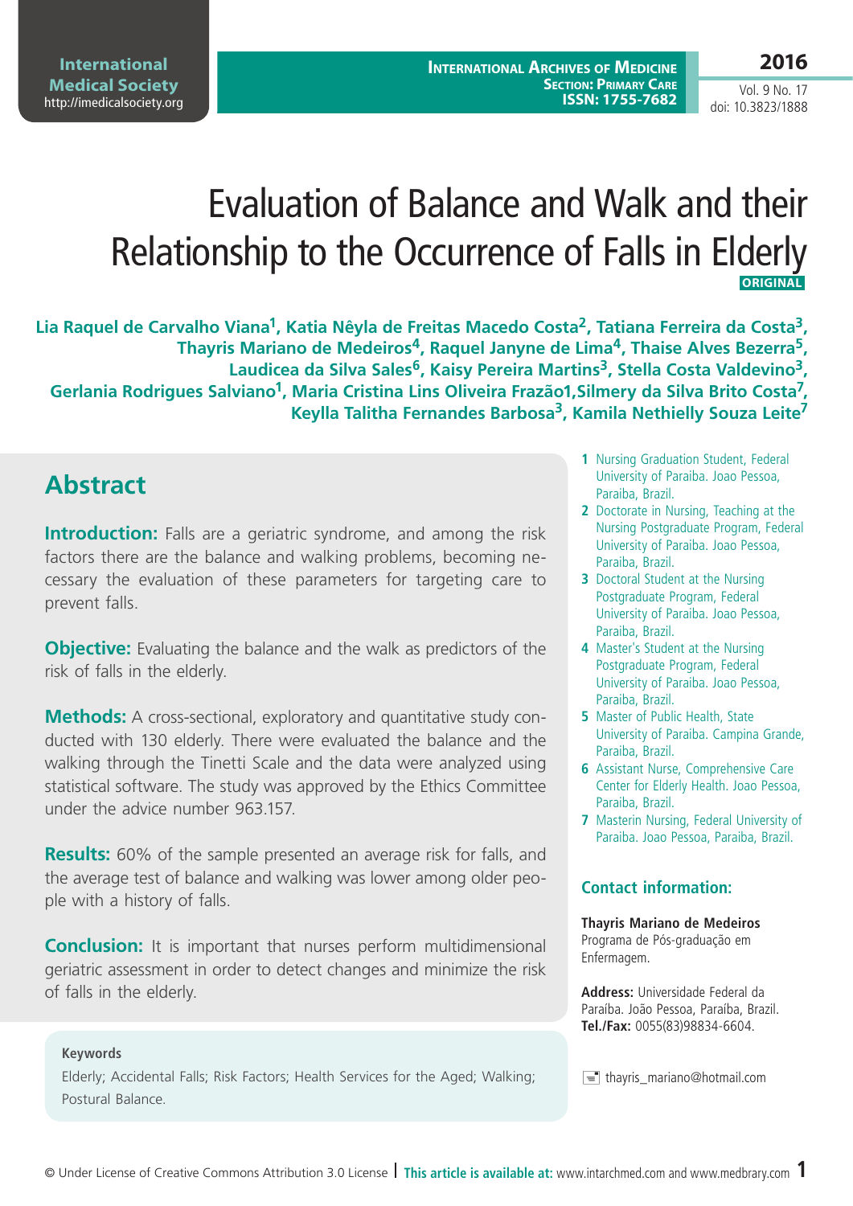# Evaluation of Balance and Walk and their Relationship to the Occurrence of Falls in Elderly

ORIGINAL

**Lia Raquel de Carvalho Viana[1], Katia Nêyla de Freitas Macedo Costa[2], Tatiana Ferreira da Costa[3], Thayris Mariano de Medeiros[4], Raquel Janyne de Lima[4], Thaise Alves Bezerra[5], Laudicea da Silva Sales[6], Kaisy Pereira Martins[3], Stella Costa Valdevino[3], Gerlania Rodrigues Salviano[1], Maria Cristina Lins Oliveira Frazão1,Silmery da Silva Brito Costa[7], Keylla Talitha Fernandes Barbosa[3], Kamila Nethielly Souza Leite[7]**

## Abstract

**Introduction:** Falls are a geriatric syndrome, and among the risk factors there are the balance and walking problems, becoming necessary the evaluation of these parameters for targeting care to prevent falls.

**Objective:** Evaluating the balance and the walk as predictors of the risk of falls in the elderly.

**Methods:** A cross-sectional, exploratory and quantitative study conducted with 130 elderly. There were evaluated the balance and the walking through the Tinetti Scale and the data were analyzed using statistical software. The study was approved by the Ethics Committee under the advice number 963.157.

**Results:** 60% of the sample presented an average risk for falls, and the average test of balance and walking was lower among older people with a history of falls.

**Conclusion:** It is important that nurses perform multidimensional geriatric assessment in order to detect changes and minimize the risk of falls in the elderly.

**Keywords**

Elderly; Accidental Falls; Risk Factors; Health Services for the Aged; Walking; Postural Balance.

1. Nursing Graduation Student, Federal University of Paraiba. Joao Pessoa, Paraiba, Brazil.
2. Doctorate in Nursing, Teaching at the Nursing Postgraduate Program, Federal University of Paraiba. Joao Pessoa, Paraiba, Brazil.
3. Doctoral Student at the Nursing Postgraduate Program, Federal University of Paraiba. Joao Pessoa, Paraiba, Brazil.
4. Master's Student at the Nursing Postgraduate Program, Federal University of Paraiba. Joao Pessoa, Paraiba, Brazil.
5. Master of Public Health, State University of Paraiba. Campina Grande, Paraiba, Brazil.
6. Assistant Nurse, Comprehensive Care Center for Elderly Health. Joao Pessoa, Paraiba, Brazil.
7. Masterin Nursing, Federal University of Paraiba. Joao Pessoa, Paraiba, Brazil.

### Contact information:

**Thayris Mariano de Medeiros**
Programa de Pós-graduação em Enfermagem.

**Address:** Universidade Federal da Paraíba. João Pessoa, Paraíba, Brazil.
**Tel./Fax:** 0055(83)98834-6604.

thayris_mariano@hotmail.com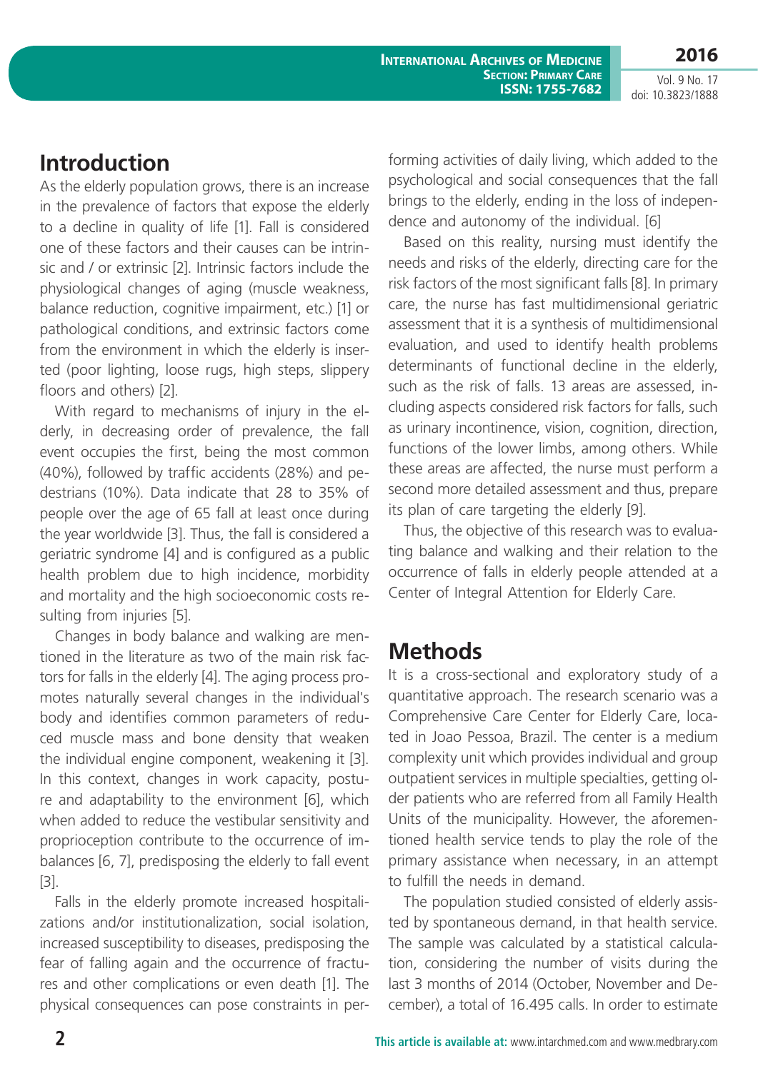## Introduction

As the elderly population grows, there is an increase in the prevalence of factors that expose the elderly to a decline in quality of life [1]. Fall is considered one of these factors and their causes can be intrinsic and / or extrinsic [2]. Intrinsic factors include the physiological changes of aging (muscle weakness, balance reduction, cognitive impairment, etc.) [1] or pathological conditions, and extrinsic factors come from the environment in which the elderly is inserted (poor lighting, loose rugs, high steps, slippery floors and others) [2].

With regard to mechanisms of injury in the elderly, in decreasing order of prevalence, the fall event occupies the first, being the most common (40%), followed by traffic accidents (28%) and pedestrians (10%). Data indicate that 28 to 35% of people over the age of 65 fall at least once during the year worldwide [3]. Thus, the fall is considered a geriatric syndrome [4] and is configured as a public health problem due to high incidence, morbidity and mortality and the high socioeconomic costs resulting from injuries [5].

Changes in body balance and walking are mentioned in the literature as two of the main risk factors for falls in the elderly [4]. The aging process promotes naturally several changes in the individual's body and identifies common parameters of reduced muscle mass and bone density that weaken the individual engine component, weakening it [3]. In this context, changes in work capacity, posture and adaptability to the environment [6], which when added to reduce the vestibular sensitivity and proprioception contribute to the occurrence of imbalances [6, 7], predisposing the elderly to fall event [3].

Falls in the elderly promote increased hospitalizations and/or institutionalization, social isolation, increased susceptibility to diseases, predisposing the fear of falling again and the occurrence of fractures and other complications or even death [1]. The physical consequences can pose constraints in performing activities of daily living, which added to the psychological and social consequences that the fall brings to the elderly, ending in the loss of independence and autonomy of the individual. [6]

Based on this reality, nursing must identify the needs and risks of the elderly, directing care for the risk factors of the most significant falls [8]. In primary care, the nurse has fast multidimensional geriatric assessment that it is a synthesis of multidimensional evaluation, and used to identify health problems determinants of functional decline in the elderly, such as the risk of falls. 13 areas are assessed, including aspects considered risk factors for falls, such as urinary incontinence, vision, cognition, direction, functions of the lower limbs, among others. While these areas are affected, the nurse must perform a second more detailed assessment and thus, prepare its plan of care targeting the elderly [9].

Thus, the objective of this research was to evaluating balance and walking and their relation to the occurrence of falls in elderly people attended at a Center of Integral Attention for Elderly Care.

## Methods

It is a cross-sectional and exploratory study of a quantitative approach. The research scenario was a Comprehensive Care Center for Elderly Care, located in Joao Pessoa, Brazil. The center is a medium complexity unit which provides individual and group outpatient services in multiple specialties, getting older patients who are referred from all Family Health Units of the municipality. However, the aforementioned health service tends to play the role of the primary assistance when necessary, in an attempt to fulfill the needs in demand.

The population studied consisted of elderly assisted by spontaneous demand, in that health service. The sample was calculated by a statistical calculation, considering the number of visits during the last 3 months of 2014 (October, November and December), a total of 16.495 calls. In order to estimate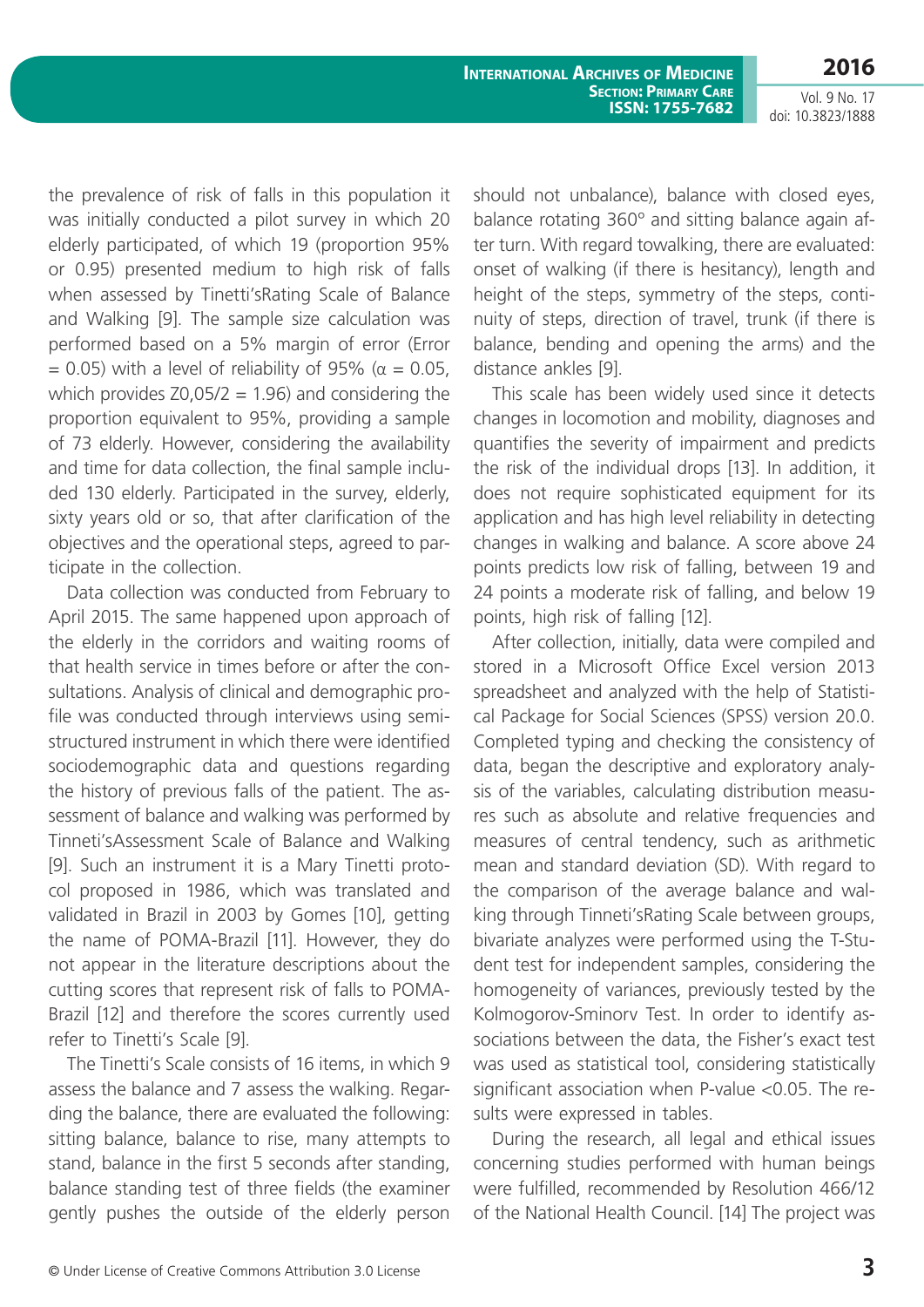the prevalence of risk of falls in this population it was initially conducted a pilot survey in which 20 elderly participated, of which 19 (proportion 95% or 0.95) presented medium to high risk of falls when assessed by Tinetti'sRating Scale of Balance and Walking [9]. The sample size calculation was performed based on a 5% margin of error (Error = 0.05) with a level of reliability of 95% ($\alpha = 0.05$, which provides $Z0{,}05/2 = 1.96$) and considering the proportion equivalent to 95%, providing a sample of 73 elderly. However, considering the availability and time for data collection, the final sample included 130 elderly. Participated in the survey, elderly, sixty years old or so, that after clarification of the objectives and the operational steps, agreed to participate in the collection.

Data collection was conducted from February to April 2015. The same happened upon approach of the elderly in the corridors and waiting rooms of that health service in times before or after the consultations. Analysis of clinical and demographic profile was conducted through interviews using semi-structured instrument in which there were identified sociodemographic data and questions regarding the history of previous falls of the patient. The assessment of balance and walking was performed by Tinneti'sAssessment Scale of Balance and Walking [9]. Such an instrument it is a Mary Tinetti protocol proposed in 1986, which was translated and validated in Brazil in 2003 by Gomes [10], getting the name of POMA-Brazil [11]. However, they do not appear in the literature descriptions about the cutting scores that represent risk of falls to POMA-Brazil [12] and therefore the scores currently used refer to Tinetti's Scale [9].

The Tinetti's Scale consists of 16 items, in which 9 assess the balance and 7 assess the walking. Regarding the balance, there are evaluated the following: sitting balance, balance to rise, many attempts to stand, balance in the first 5 seconds after standing, balance standing test of three fields (the examiner gently pushes the outside of the elderly person should not unbalance), balance with closed eyes, balance rotating 360° and sitting balance again after turn. With regard towalking, there are evaluated: onset of walking (if there is hesitancy), length and height of the steps, symmetry of the steps, continuity of steps, direction of travel, trunk (if there is balance, bending and opening the arms) and the distance ankles [9].

This scale has been widely used since it detects changes in locomotion and mobility, diagnoses and quantifies the severity of impairment and predicts the risk of the individual drops [13]. In addition, it does not require sophisticated equipment for its application and has high level reliability in detecting changes in walking and balance. A score above 24 points predicts low risk of falling, between 19 and 24 points a moderate risk of falling, and below 19 points, high risk of falling [12].

After collection, initially, data were compiled and stored in a Microsoft Office Excel version 2013 spreadsheet and analyzed with the help of Statistical Package for Social Sciences (SPSS) version 20.0. Completed typing and checking the consistency of data, began the descriptive and exploratory analysis of the variables, calculating distribution measures such as absolute and relative frequencies and measures of central tendency, such as arithmetic mean and standard deviation (SD). With regard to the comparison of the average balance and walking through Tinneti'sRating Scale between groups, bivariate analyzes were performed using the T-Student test for independent samples, considering the homogeneity of variances, previously tested by the Kolmogorov-Sminorv Test. In order to identify associations between the data, the Fisher's exact test was used as statistical tool, considering statistically significant association when P-value <0.05. The results were expressed in tables.

During the research, all legal and ethical issues concerning studies performed with human beings were fulfilled, recommended by Resolution 466/12 of the National Health Council. [14] The project was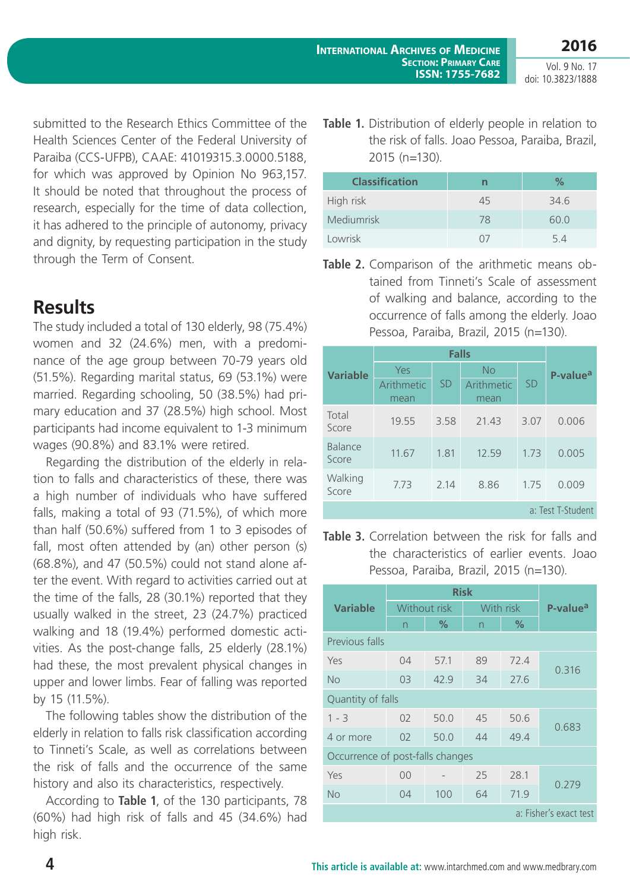submitted to the Research Ethics Committee of the Health Sciences Center of the Federal University of Paraiba (CCS-UFPB), CAAE: 41019315.3.0000.5188, for which was approved by Opinion No 963,157. It should be noted that throughout the process of research, especially for the time of data collection, it has adhered to the principle of autonomy, privacy and dignity, by requesting participation in the study through the Term of Consent.

## Results

The study included a total of 130 elderly, 98 (75.4%) women and 32 (24.6%) men, with a predominance of the age group between 70-79 years old (51.5%). Regarding marital status, 69 (53.1%) were married. Regarding schooling, 50 (38.5%) had primary education and 37 (28.5%) high school. Most participants had income equivalent to 1-3 minimum wages (90.8%) and 83.1% were retired.

Regarding the distribution of the elderly in relation to falls and characteristics of these, there was a high number of individuals who have suffered falls, making a total of 93 (71.5%), of which more than half (50.6%) suffered from 1 to 3 episodes of fall, most often attended by (an) other person (s) (68.8%), and 47 (50.5%) could not stand alone after the event. With regard to activities carried out at the time of the falls, 28 (30.1%) reported that they usually walked in the street, 23 (24.7%) practiced walking and 18 (19.4%) performed domestic activities. As the post-change falls, 25 elderly (28.1%) had these, the most prevalent physical changes in upper and lower limbs. Fear of falling was reported by 15 (11.5%).

The following tables show the distribution of the elderly in relation to falls risk classification according to Tinneti's Scale, as well as correlations between the risk of falls and the occurrence of the same history and also its characteristics, respectively.

According to **Table 1**, of the 130 participants, 78 (60%) had high risk of falls and 45 (34.6%) had high risk.

**Table 1.** Distribution of elderly people in relation to the risk of falls. Joao Pessoa, Paraiba, Brazil, 2015 (n=130).

| Classification | n | % |
|---|---|---|
| High risk | 45 | 34.6 |
| Mediumrisk | 78 | 60.0 |
| Lowrisk | 07 | 5.4 |

**Table 2.** Comparison of the arithmetic means obtained from Tinneti's Scale of assessment of walking and balance, according to the occurrence of falls among the elderly. Joao Pessoa, Paraiba, Brazil, 2015 (n=130).

| Variable | Falls | | | | P-value[a] |
|---|---|---|---|---|---|
| | Yes | | No | | |
| | Arithmetic mean | SD | Arithmetic mean | SD | |
| Total Score | 19.55 | 3.58 | 21.43 | 3.07 | 0.006 |
| Balance Score | 11.67 | 1.81 | 12.59 | 1.73 | 0.005 |
| Walking Score | 7.73 | 2.14 | 8.86 | 1.75 | 0.009 |

a: Test T-Student

**Table 3.** Correlation between the risk for falls and the characteristics of earlier events. Joao Pessoa, Paraiba, Brazil, 2015 (n=130).

| Variable | Risk | | | | P-value[a] |
|---|---|---|---|---|---|
| | Without risk | | With risk | | |
| | n | % | n | % | |
| Previous falls | | | | | |
| Yes | 04 | 57.1 | 89 | 72.4 | 0.316 |
| No | 03 | 42.9 | 34 | 27.6 | |
| Quantity of falls | | | | | |
| 1 - 3 | 02 | 50.0 | 45 | 50.6 | 0.683 |
| 4 or more | 02 | 50.0 | 44 | 49.4 | |
| Occurrence of post-falls changes | | | | | |
| Yes | 00 | - | 25 | 28.1 | 0.279 |
| No | 04 | 100 | 64 | 71.9 | |

a: Fisher's exact test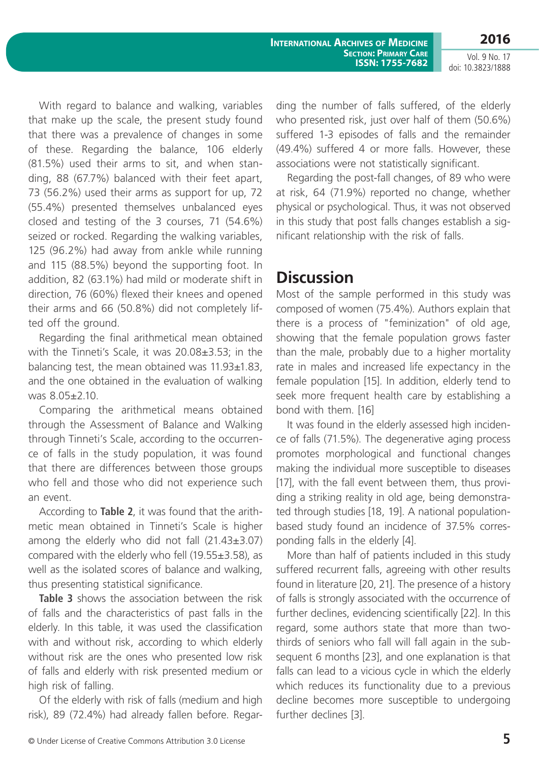With regard to balance and walking, variables that make up the scale, the present study found that there was a prevalence of changes in some of these. Regarding the balance, 106 elderly (81.5%) used their arms to sit, and when standing, 88 (67.7%) balanced with their feet apart, 73 (56.2%) used their arms as support for up, 72 (55.4%) presented themselves unbalanced eyes closed and testing of the 3 courses, 71 (54.6%) seized or rocked. Regarding the walking variables, 125 (96.2%) had away from ankle while running and 115 (88.5%) beyond the supporting foot. In addition, 82 (63.1%) had mild or moderate shift in direction, 76 (60%) flexed their knees and opened their arms and 66 (50.8%) did not completely lifted off the ground.

Regarding the final arithmetical mean obtained with the Tinneti's Scale, it was 20.08±3.53; in the balancing test, the mean obtained was 11.93±1.83, and the one obtained in the evaluation of walking was 8.05±2.10.

Comparing the arithmetical means obtained through the Assessment of Balance and Walking through Tinneti's Scale, according to the occurrence of falls in the study population, it was found that there are differences between those groups who fell and those who did not experience such an event.

According to **Table 2**, it was found that the arithmetic mean obtained in Tinneti's Scale is higher among the elderly who did not fall (21.43±3.07) compared with the elderly who fell (19.55±3.58), as well as the isolated scores of balance and walking, thus presenting statistical significance.

**Table 3** shows the association between the risk of falls and the characteristics of past falls in the elderly. In this table, it was used the classification with and without risk, according to which elderly without risk are the ones who presented low risk of falls and elderly with risk presented medium or high risk of falling.

Of the elderly with risk of falls (medium and high risk), 89 (72.4%) had already fallen before. Regarding the number of falls suffered, of the elderly who presented risk, just over half of them (50.6%) suffered 1-3 episodes of falls and the remainder (49.4%) suffered 4 or more falls. However, these associations were not statistically significant.

Regarding the post-fall changes, of 89 who were at risk, 64 (71.9%) reported no change, whether physical or psychological. Thus, it was not observed in this study that post falls changes establish a significant relationship with the risk of falls.

## Discussion

Most of the sample performed in this study was composed of women (75.4%). Authors explain that there is a process of "feminization" of old age, showing that the female population grows faster than the male, probably due to a higher mortality rate in males and increased life expectancy in the female population [15]. In addition, elderly tend to seek more frequent health care by establishing a bond with them. [16]

It was found in the elderly assessed high incidence of falls (71.5%). The degenerative aging process promotes morphological and functional changes making the individual more susceptible to diseases [17], with the fall event between them, thus providing a striking reality in old age, being demonstrated through studies [18, 19]. A national population-based study found an incidence of 37.5% corresponding falls in the elderly [4].

More than half of patients included in this study suffered recurrent falls, agreeing with other results found in literature [20, 21]. The presence of a history of falls is strongly associated with the occurrence of further declines, evidencing scientifically [22]. In this regard, some authors state that more than two-thirds of seniors who fall will fall again in the subsequent 6 months [23], and one explanation is that falls can lead to a vicious cycle in which the elderly which reduces its functionality due to a previous decline becomes more susceptible to undergoing further declines [3].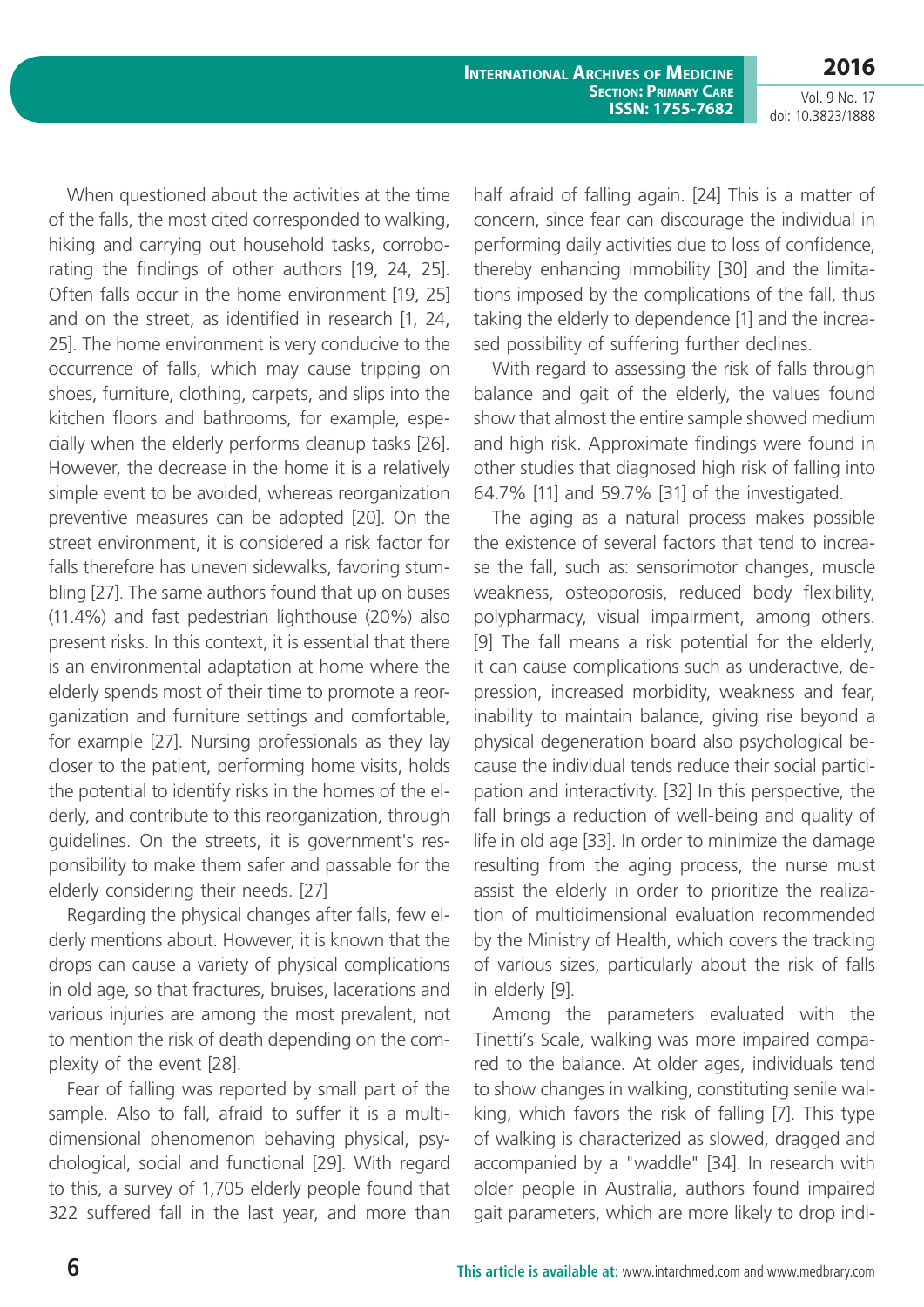When questioned about the activities at the time of the falls, the most cited corresponded to walking, hiking and carrying out household tasks, corroborating the findings of other authors [19, 24, 25]. Often falls occur in the home environment [19, 25] and on the street, as identified in research [1, 24, 25]. The home environment is very conducive to the occurrence of falls, which may cause tripping on shoes, furniture, clothing, carpets, and slips into the kitchen floors and bathrooms, for example, especially when the elderly performs cleanup tasks [26]. However, the decrease in the home it is a relatively simple event to be avoided, whereas reorganization preventive measures can be adopted [20]. On the street environment, it is considered a risk factor for falls therefore has uneven sidewalks, favoring stumbling [27]. The same authors found that up on buses (11.4%) and fast pedestrian lighthouse (20%) also present risks. In this context, it is essential that there is an environmental adaptation at home where the elderly spends most of their time to promote a reorganization and furniture settings and comfortable, for example [27]. Nursing professionals as they lay closer to the patient, performing home visits, holds the potential to identify risks in the homes of the elderly, and contribute to this reorganization, through guidelines. On the streets, it is government's responsibility to make them safer and passable for the elderly considering their needs. [27]

Regarding the physical changes after falls, few elderly mentions about. However, it is known that the drops can cause a variety of physical complications in old age, so that fractures, bruises, lacerations and various injuries are among the most prevalent, not to mention the risk of death depending on the complexity of the event [28].

Fear of falling was reported by small part of the sample. Also to fall, afraid to suffer it is a multidimensional phenomenon behaving physical, psychological, social and functional [29]. With regard to this, a survey of 1,705 elderly people found that 322 suffered fall in the last year, and more than half afraid of falling again. [24] This is a matter of concern, since fear can discourage the individual in performing daily activities due to loss of confidence, thereby enhancing immobility [30] and the limitations imposed by the complications of the fall, thus taking the elderly to dependence [1] and the increased possibility of suffering further declines.

With regard to assessing the risk of falls through balance and gait of the elderly, the values found show that almost the entire sample showed medium and high risk. Approximate findings were found in other studies that diagnosed high risk of falling into 64.7% [11] and 59.7% [31] of the investigated.

The aging as a natural process makes possible the existence of several factors that tend to increase the fall, such as: sensorimotor changes, muscle weakness, osteoporosis, reduced body flexibility, polypharmacy, visual impairment, among others. [9] The fall means a risk potential for the elderly, it can cause complications such as underactive, depression, increased morbidity, weakness and fear, inability to maintain balance, giving rise beyond a physical degeneration board also psychological because the individual tends reduce their social participation and interactivity. [32] In this perspective, the fall brings a reduction of well-being and quality of life in old age [33]. In order to minimize the damage resulting from the aging process, the nurse must assist the elderly in order to prioritize the realization of multidimensional evaluation recommended by the Ministry of Health, which covers the tracking of various sizes, particularly about the risk of falls in elderly [9].

Among the parameters evaluated with the Tinetti's Scale, walking was more impaired compared to the balance. At older ages, individuals tend to show changes in walking, constituting senile walking, which favors the risk of falling [7]. This type of walking is characterized as slowed, dragged and accompanied by a "waddle" [34]. In research with older people in Australia, authors found impaired gait parameters, which are more likely to drop indi-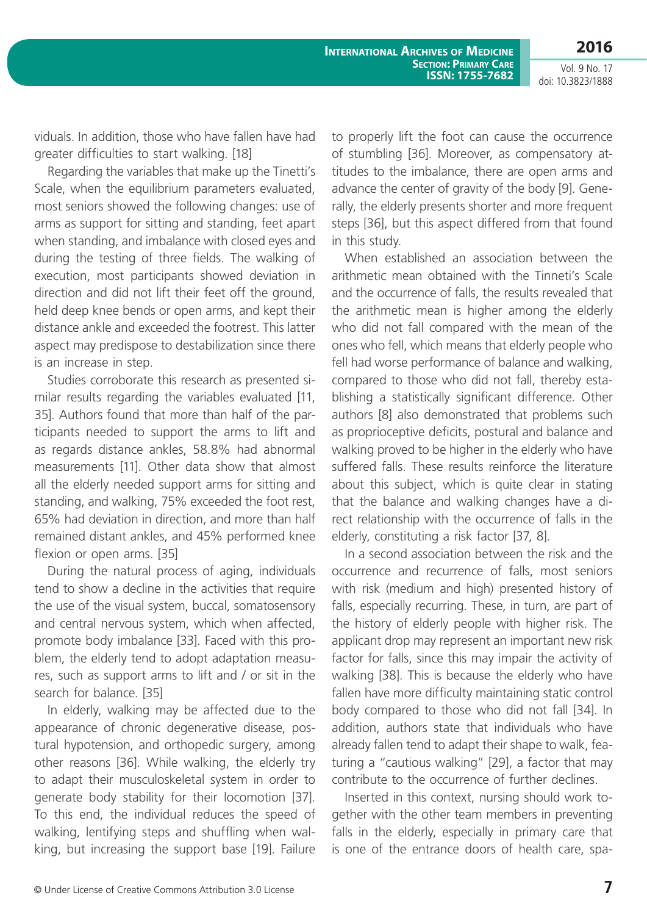viduals. In addition, those who have fallen have had greater difficulties to start walking. [18]

Regarding the variables that make up the Tinetti's Scale, when the equilibrium parameters evaluated, most seniors showed the following changes: use of arms as support for sitting and standing, feet apart when standing, and imbalance with closed eyes and during the testing of three fields. The walking of execution, most participants showed deviation in direction and did not lift their feet off the ground, held deep knee bends or open arms, and kept their distance ankle and exceeded the footrest. This latter aspect may predispose to destabilization since there is an increase in step.

Studies corroborate this research as presented similar results regarding the variables evaluated [11, 35]. Authors found that more than half of the participants needed to support the arms to lift and as regards distance ankles, 58.8% had abnormal measurements [11]. Other data show that almost all the elderly needed support arms for sitting and standing, and walking, 75% exceeded the foot rest, 65% had deviation in direction, and more than half remained distant ankles, and 45% performed knee flexion or open arms. [35]

During the natural process of aging, individuals tend to show a decline in the activities that require the use of the visual system, buccal, somatosensory and central nervous system, which when affected, promote body imbalance [33]. Faced with this problem, the elderly tend to adopt adaptation measures, such as support arms to lift and / or sit in the search for balance. [35]

In elderly, walking may be affected due to the appearance of chronic degenerative disease, postural hypotension, and orthopedic surgery, among other reasons [36]. While walking, the elderly try to adapt their musculoskeletal system in order to generate body stability for their locomotion [37]. To this end, the individual reduces the speed of walking, lentifying steps and shuffling when walking, but increasing the support base [19]. Failure to properly lift the foot can cause the occurrence of stumbling [36]. Moreover, as compensatory attitudes to the imbalance, there are open arms and advance the center of gravity of the body [9]. Generally, the elderly presents shorter and more frequent steps [36], but this aspect differed from that found in this study.

When established an association between the arithmetic mean obtained with the Tinneti's Scale and the occurrence of falls, the results revealed that the arithmetic mean is higher among the elderly who did not fall compared with the mean of the ones who fell, which means that elderly people who fell had worse performance of balance and walking, compared to those who did not fall, thereby establishing a statistically significant difference. Other authors [8] also demonstrated that problems such as proprioceptive deficits, postural and balance and walking proved to be higher in the elderly who have suffered falls. These results reinforce the literature about this subject, which is quite clear in stating that the balance and walking changes have a direct relationship with the occurrence of falls in the elderly, constituting a risk factor [37, 8].

In a second association between the risk and the occurrence and recurrence of falls, most seniors with risk (medium and high) presented history of falls, especially recurring. These, in turn, are part of the history of elderly people with higher risk. The applicant drop may represent an important new risk factor for falls, since this may impair the activity of walking [38]. This is because the elderly who have fallen have more difficulty maintaining static control body compared to those who did not fall [34]. In addition, authors state that individuals who have already fallen tend to adapt their shape to walk, featuring a "cautious walking" [29], a factor that may contribute to the occurrence of further declines.

Inserted in this context, nursing should work together with the other team members in preventing falls in the elderly, especially in primary care that is one of the entrance doors of health care, spa-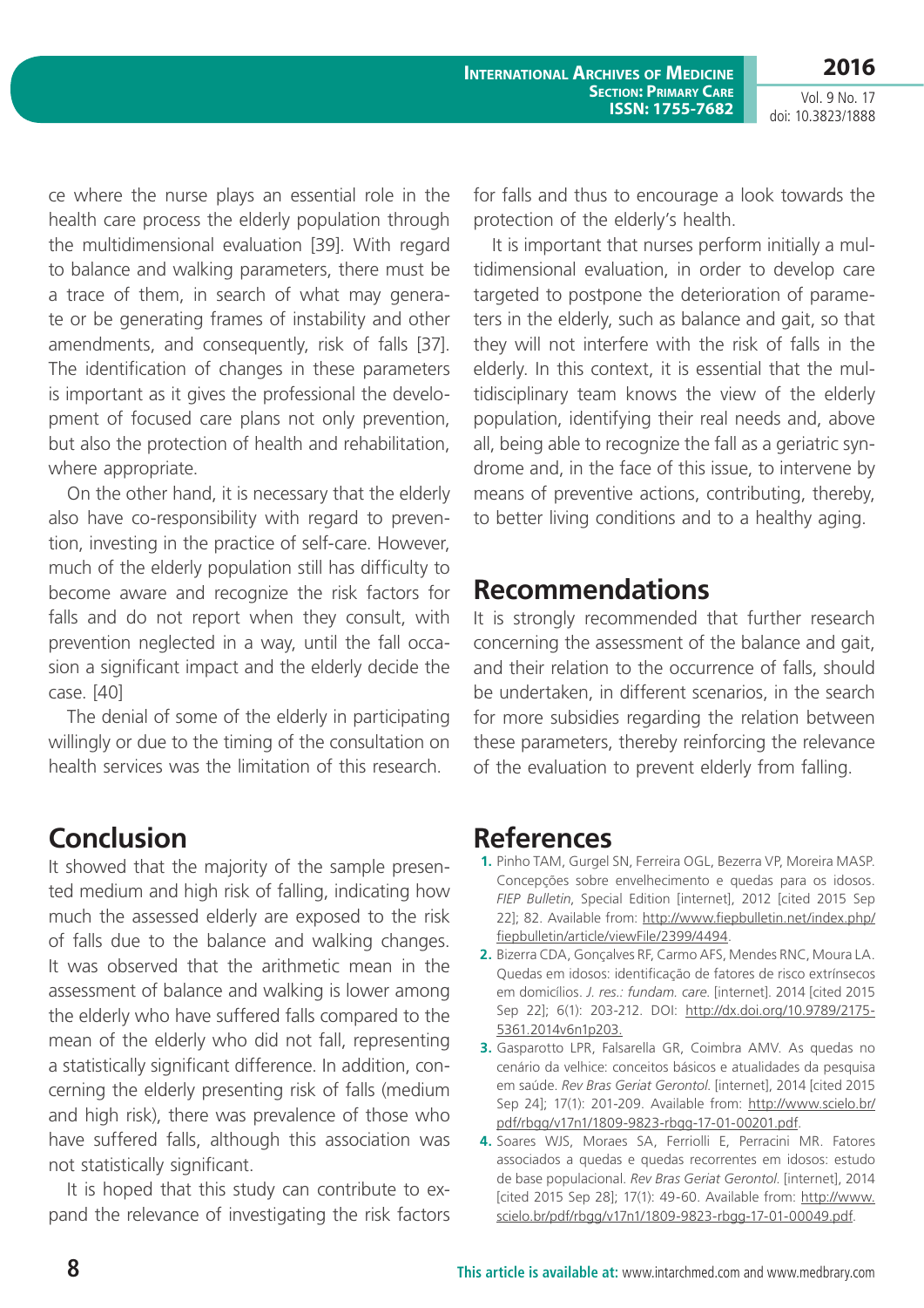ce where the nurse plays an essential role in the health care process the elderly population through the multidimensional evaluation [39]. With regard to balance and walking parameters, there must be a trace of them, in search of what may generate or be generating frames of instability and other amendments, and consequently, risk of falls [37]. The identification of changes in these parameters is important as it gives the professional the development of focused care plans not only prevention, but also the protection of health and rehabilitation, where appropriate.

On the other hand, it is necessary that the elderly also have co-responsibility with regard to prevention, investing in the practice of self-care. However, much of the elderly population still has difficulty to become aware and recognize the risk factors for falls and do not report when they consult, with prevention neglected in a way, until the fall occasion a significant impact and the elderly decide the case. [40]

The denial of some of the elderly in participating willingly or due to the timing of the consultation on health services was the limitation of this research.

## Conclusion

It showed that the majority of the sample presented medium and high risk of falling, indicating how much the assessed elderly are exposed to the risk of falls due to the balance and walking changes. It was observed that the arithmetic mean in the assessment of balance and walking is lower among the elderly who have suffered falls compared to the mean of the elderly who did not fall, representing a statistically significant difference. In addition, concerning the elderly presenting risk of falls (medium and high risk), there was prevalence of those who have suffered falls, although this association was not statistically significant.

It is hoped that this study can contribute to expand the relevance of investigating the risk factors for falls and thus to encourage a look towards the protection of the elderly's health.

It is important that nurses perform initially a multidimensional evaluation, in order to develop care targeted to postpone the deterioration of parameters in the elderly, such as balance and gait, so that they will not interfere with the risk of falls in the elderly. In this context, it is essential that the multidisciplinary team knows the view of the elderly population, identifying their real needs and, above all, being able to recognize the fall as a geriatric syndrome and, in the face of this issue, to intervene by means of preventive actions, contributing, thereby, to better living conditions and to a healthy aging.

## Recommendations

It is strongly recommended that further research concerning the assessment of the balance and gait, and their relation to the occurrence of falls, should be undertaken, in different scenarios, in the search for more subsidies regarding the relation between these parameters, thereby reinforcing the relevance of the evaluation to prevent elderly from falling.

## References

1. Pinho TAM, Gurgel SN, Ferreira OGL, Bezerra VP, Moreira MASP. Concepções sobre envelhecimento e quedas para os idosos. *FIEP Bulletin*, Special Edition [internet], 2012 [cited 2015 Sep 22]; 82. Available from: http://www.fiepbulletin.net/index.php/fiepbulletin/article/viewFile/2399/4494.
2. Bizerra CDA, Gonçalves RF, Carmo AFS, Mendes RNC, Moura LA. Quedas em idosos: identificação de fatores de risco extrínsecos em domicílios. *J. res.: fundam. care.* [internet]. 2014 [cited 2015 Sep 22]; 6(1): 203-212. DOI: http://dx.doi.org/10.9789/2175-5361.2014v6n1p203.
3. Gasparotto LPR, Falsarella GR, Coimbra AMV. As quedas no cenário da velhice: conceitos básicos e atualidades da pesquisa em saúde. *Rev Bras Geriat Gerontol.* [internet], 2014 [cited 2015 Sep 24]; 17(1): 201-209. Available from: http://www.scielo.br/pdf/rbgg/v17n1/1809-9823-rbgg-17-01-00201.pdf.
4. Soares WJS, Moraes SA, Ferriolli E, Perracini MR. Fatores associados a quedas e quedas recorrentes em idosos: estudo de base populacional. *Rev Bras Geriat Gerontol.* [internet], 2014 [cited 2015 Sep 28]; 17(1): 49-60. Available from: http://www.scielo.br/pdf/rbgg/v17n1/1809-9823-rbgg-17-01-00049.pdf.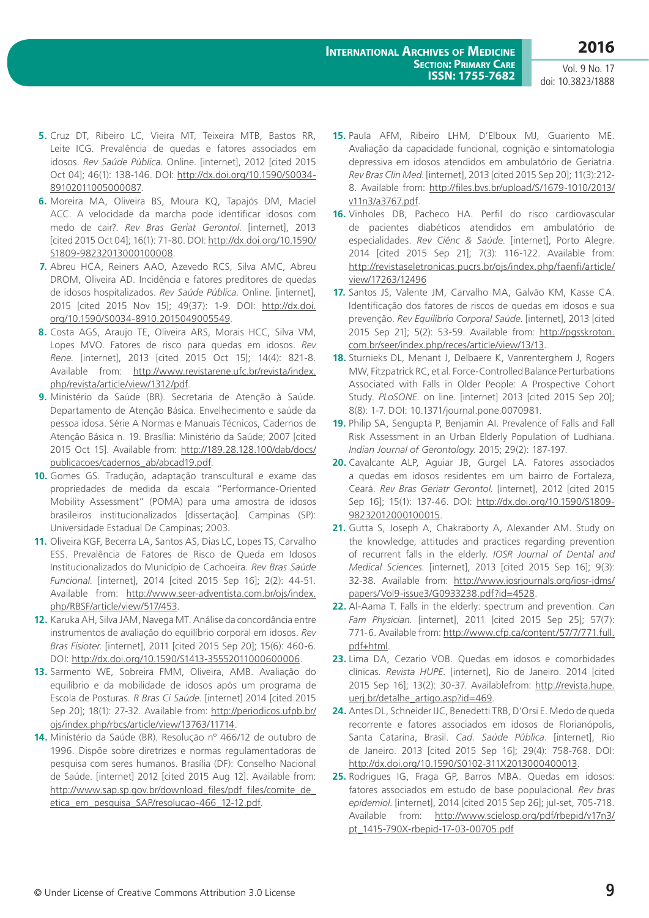5. Cruz DT, Ribeiro LC, Vieira MT, Teixeira MTB, Bastos RR, Leite ICG. Prevalência de quedas e fatores associados em idosos. *Rev Saúde Pública.* Online. [internet], 2012 [cited 2015 Oct 04]; 46(1): 138-146. DOI: http://dx.doi.org/10.1590/S0034-89102011005000087.
6. Moreira MA, Oliveira BS, Moura KQ, Tapajós DM, Maciel ACC. A velocidade da marcha pode identificar idosos com medo de cair?. *Rev Bras Geriat Gerontol.* [internet], 2013 [cited 2015 Oct 04]; 16(1): 71-80. DOI: http://dx.doi.org/10.1590/S1809-98232013000100008.
7. Abreu HCA, Reiners AAO, Azevedo RCS, Silva AMC, Abreu DROM, Oliveira AD. Incidência e fatores preditores de quedas de idosos hospitalizados. *Rev Saúde Pública.* Online. [internet], 2015 [cited 2015 Nov 15]; 49(37): 1-9. DOI: http://dx.doi.org/10.1590/S0034-8910.2015049005549.
8. Costa AGS, Araujo TE, Oliveira ARS, Morais HCC, Silva VM, Lopes MVO. Fatores de risco para quedas em idosos. *Rev Rene.* [internet], 2013 [cited 2015 Oct 15]; 14(4): 821-8. Available from: http://www.revistarene.ufc.br/revista/index.php/revista/article/view/1312/pdf.
9. Ministério da Saúde (BR). Secretaria de Atenção à Saúde. Departamento de Atenção Básica. Envelhecimento e saúde da pessoa idosa. Série A Normas e Manuais Técnicos, Cadernos de Atenção Básica n. 19. Brasília: Ministério da Saúde; 2007 [cited 2015 Oct 15]. Available from: http://189.28.128.100/dab/docs/publicacoes/cadernos_ab/abcad19.pdf.
10. Gomes GS. Tradução, adaptação transcultural e exame das propriedades de medida da escala "Performance-Oriented Mobility Assessment" (POMA) para uma amostra de idosos brasileiros institucionalizados [dissertação]. Campinas (SP): Universidade Estadual De Campinas; 2003.
11. Oliveira KGF, Becerra LA, Santos AS, Dias LC, Lopes TS, Carvalho ESS. Prevalência de Fatores de Risco de Queda em Idosos Institucionalizados do Município de Cachoeira. *Rev Bras Saúde Funcional.* [internet], 2014 [cited 2015 Sep 16]; 2(2): 44-51. Available from: http://www.seer-adventista.com.br/ojs/index.php/RBSF/article/view/517/453.
12. Karuka AH, Silva JAM, Navega MT. Análise da concordância entre instrumentos de avaliação do equilíbrio corporal em idosos. *Rev Bras Fisioter.* [internet], 2011 [cited 2015 Sep 20]; 15(6): 460-6. DOI: http://dx.doi.org/10.1590/S1413-35552011000600006.
13. Sarmento WE, Sobreira FMM, Oliveira, AMB. Avaliação do equilíbrio e da mobilidade de idosos após um programa de Escola de Posturas. *R Bras Ci Saúde.* [internet] 2014 [cited 2015 Sep 20]; 18(1): 27-32. Available from: http://periodicos.ufpb.br/ojs/index.php/rbcs/article/view/13763/11714.
14. Ministério da Saúde (BR). Resolução nº 466/12 de outubro de 1996. Dispõe sobre diretrizes e normas regulamentadoras de pesquisa com seres humanos. Brasília (DF): Conselho Nacional de Saúde. [internet] 2012 [cited 2015 Aug 12]. Available from: http://www.sap.sp.gov.br/download_files/pdf_files/comite_de_etica_em_pesquisa_SAP/resolucao-466_12-12.pdf.
15. Paula AFM, Ribeiro LHM, D'Elboux MJ, Guariento ME. Avaliação da capacidade funcional, cognição e sintomatologia depressiva em idosos atendidos em ambulatório de Geriatria. *Rev Bras Clin Med.* [internet], 2013 [cited 2015 Sep 20]; 11(3):212-8. Available from: http://files.bvs.br/upload/S/1679-1010/2013/v11n3/a3767.pdf.
16. Vinholes DB, Pacheco HA. Perfil do risco cardiovascular de pacientes diabéticos atendidos em ambulatório de especialidades. *Rev Ciênc & Saúde.* [internet], Porto Alegre. 2014 [cited 2015 Sep 21]; 7(3): 116-122. Available from: http://revistaseletronicas.pucrs.br/ojs/index.php/faenfi/article/view/17263/12496
17. Santos JS, Valente JM, Carvalho MA, Galvão KM, Kasse CA. Identificação dos fatores de riscos de quedas em idosos e sua prevenção. *Rev Equilíbrio Corporal Saúde.* [internet], 2013 [cited 2015 Sep 21]; 5(2): 53-59. Available from: http://pgsskroton.com.br/seer/index.php/reces/article/view/13/13.
18. Sturnieks DL, Menant J, Delbaere K, Vanrenterghem J, Rogers MW, Fitzpatrick RC, et al. Force-Controlled Balance Perturbations Associated with Falls in Older People: A Prospective Cohort Study. *PLoSONE.* on line. [internet] 2013 [cited 2015 Sep 20]; 8(8): 1-7. DOI: 10.1371/journal.pone.0070981.
19. Philip SA, Sengupta P, Benjamin AI. Prevalence of Falls and Fall Risk Assessment in an Urban Elderly Population of Ludhiana. *Indian Journal of Gerontology.* 2015; 29(2): 187-197.
20. Cavalcante ALP, Aguiar JB, Gurgel LA. Fatores associados a quedas em idosos residentes em um bairro de Fortaleza, Ceará. *Rev Bras Geriatr Gerontol.* [internet], 2012 [cited 2015 Sep 16]; 15(1): 137-46. DOI: http://dx.doi.org/10.1590/S1809-98232012000100015.
21. Gutta S, Joseph A, Chakraborty A, Alexander AM. Study on the knowledge, attitudes and practices regarding prevention of recurrent falls in the elderly. *IOSR Journal of Dental and Medical Sciences.* [internet], 2013 [cited 2015 Sep 16]; 9(3): 32-38. Available from: http://www.iosrjournals.org/iosr-jdms/papers/Vol9-issue3/G0933238.pdf?id=4528.
22. Al-Aama T. Falls in the elderly: spectrum and prevention. *Can Fam Physician.* [internet], 2011 [cited 2015 Sep 25]; 57(7): 771-6. Available from: http://www.cfp.ca/content/57/7/771.full.pdf+html.
23. Lima DA, Cezario VOB. Quedas em idosos e comorbidades clínicas. *Revista HUPE.* [internet], Rio de Janeiro. 2014 [cited 2015 Sep 16]; 13(2): 30-37. Availablefrom: http://revista.hupe.uerj.br/detalhe_artigo.asp?id=469.
24. Antes DL, Schneider IJC, Benedetti TRB, D'Orsi E. Medo de queda recorrente e fatores associados em idosos de Florianópolis, Santa Catarina, Brasil. *Cad. Saúde Pública.* [internet], Rio de Janeiro. 2013 [cited 2015 Sep 16]; 29(4): 758-768. DOI: http://dx.doi.org/10.1590/S0102-311X2013000400013.
25. Rodrigues IG, Fraga GP, Barros MBA. Quedas em idosos: fatores associados em estudo de base populacional. *Rev bras epidemiol.* [internet], 2014 [cited 2015 Sep 26]; jul-set, 705-718. Available from: http://www.scielosp.org/pdf/rbepid/v17n3/pt_1415-790X-rbepid-17-03-00705.pdf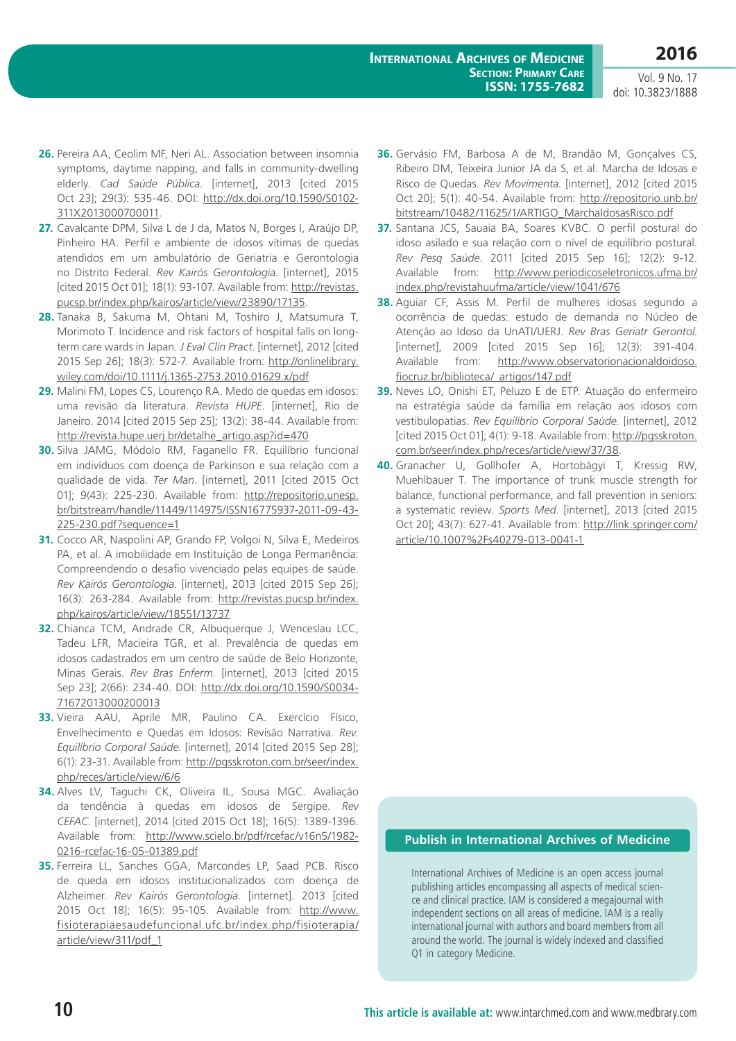26. Pereira AA, Ceolim MF, Neri AL. Association between insomnia symptoms, daytime napping, and falls in community-dwelling elderly. *Cad Saúde Pública*. [internet], 2013 [cited 2015 Oct 23]; 29(3): 535-46. DOI: http://dx.doi.org/10.1590/S0102-311X2013000700011.

27. Cavalcante DPM, Silva L de J da, Matos N, Borges I, Araújo DP, Pinheiro HA. Perfil e ambiente de idosos vítimas de quedas atendidos em um ambulatório de Geriatria e Gerontologia no Distrito Federal. *Rev Kairós Gerontologia*. [internet], 2015 [cited 2015 Oct 01]; 18(1): 93-107. Available from: http://revistas.pucsp.br/index.php/kairos/article/view/23890/17135.

28. Tanaka B, Sakuma M, Ohtani M, Toshiro J, Matsumura T, Morimoto T. Incidence and risk factors of hospital falls on long-term care wards in Japan. *J Eval Clin Pract*. [internet], 2012 [cited 2015 Sep 26]; 18(3): 572-7. Available from: http://onlinelibrary.wiley.com/doi/10.1111/j.1365-2753.2010.01629.x/pdf

29. Malini FM, Lopes CS, Lourenço RA. Medo de quedas em idosos: uma revisão da literatura. *Revista HUPE*. [internet], Rio de Janeiro. 2014 [cited 2015 Sep 25]; 13(2): 38-44. Available from: http://revista.hupe.uerj.br/detalhe_artigo.asp?id=470

30. Silva JAMG, Módolo RM, Faganello FR. Equilíbrio funcional em indivíduos com doença de Parkinson e sua relação com a qualidade de vida. *Ter Man*. [internet], 2011 [cited 2015 Oct 01]; 9(43): 225-230. Available from: http://repositorio.unesp.br/bitstream/handle/11449/114975/ISSN16775937-2011-09-43-225-230.pdf?sequence=1

31. Cocco AR, Naspolini AP, Grando FP, Volgoi N, Silva E, Medeiros PA, et al. A imobilidade em Instituição de Longa Permanência: Compreendendo o desafio vivenciado pelas equipes de saúde. *Rev Kairós Gerontologia*. [internet], 2013 [cited 2015 Sep 26]; 16(3): 263-284. Available from: http://revistas.pucsp.br/index.php/kairos/article/view/18551/13737

32. Chianca TCM, Andrade CR, Albuquerque J, Wenceslau LCC, Tadeu LFR, Macieira TGR, et al. Prevalência de quedas em idosos cadastrados em um centro de saúde de Belo Horizonte, Minas Gerais. *Rev Bras Enferm*. [internet], 2013 [cited 2015 Sep 23]; 2(66): 234-40. DOI: http://dx.doi.org/10.1590/S0034-71672013000200013

33. Vieira AAU, Aprile MR, Paulino CA. Exercício Físico, Envelhecimento e Quedas em Idosos: Revisão Narrativa. *Rev. Equilíbrio Corporal Saúde*. [internet], 2014 [cited 2015 Sep 28]; 6(1): 23-31. Available from: http://pgsskroton.com.br/seer/index.php/reces/article/view/6/6

34. Alves LV, Taguchi CK, Oliveira IL, Sousa MGC. Avaliação da tendência à quedas em idosos de Sergipe. *Rev CEFAC*. [internet], 2014 [cited 2015 Oct 18]; 16(5): 1389-1396. Available from: http://www.scielo.br/pdf/rcefac/v16n5/1982-0216-rcefac-16-05-01389.pdf

35. Ferreira LL, Sanches GGA, Marcondes LP, Saad PCB. Risco de queda em idosos institucionalizados com doença de Alzheimer. *Rev Kairós Gerontologia*. [internet]. 2013 [cited 2015 Oct 18]; 16(5): 95-105. Available from: http://www.fisioterapiaesaudefuncional.ufc.br/index.php/fisioterapia/article/view/311/pdf_1

36. Gervásio FM, Barbosa A de M, Brandão M, Gonçalves CS, Ribeiro DM, Teixeira Junior JA da S, et al. Marcha de Idosas e Risco de Quedas. *Rev Movimenta*. [internet], 2012 [cited 2015 Oct 20]; 5(1): 40-54. Available from: http://repositorio.unb.br/bitstream/10482/11625/1/ARTIGO_MarchaIdosasRisco.pdf

37. Santana JCS, Sauaia BA, Soares KVBC. O perfil postural do idoso asilado e sua relação com o nível de equilíbrio postural. *Rev Pesq Saúde*. 2011 [cited 2015 Sep 16]; 12(2): 9-12. Available from: http://www.periodicoseletronicos.ufma.br/index.php/revistahuufma/article/view/1041/676

38. Aguiar CF, Assis M. Perfil de mulheres idosas segundo a ocorrência de quedas: estudo de demanda no Núcleo de Atenção ao Idoso da UnATI/UERJ. *Rev Bras Geriatr Gerontol*. [internet], 2009 [cited 2015 Sep 16]; 12(3): 391-404. Available from: http://www.observatorionacionaldoidoso.fiocruz.br/biblioteca/_artigos/147.pdf

39. Neves LO, Onishi ET, Peluzo E de ETP. Atuação do enfermeiro na estratégia saúde da família em relação aos idosos com vestibulopatias. *Rev Equilíbrio Corporal Saúde*. [internet], 2012 [cited 2015 Oct 01]; 4(1): 9-18. Available from: http://pgsskroton.com.br/seer/index.php/reces/article/view/37/38.

40. Granacher U, Gollhofer A, Hortobágyi T, Kressig RW, Muehlbauer T. The importance of trunk muscle strength for balance, functional performance, and fall prevention in seniors: a systematic review. *Sports Med*. [internet], 2013 [cited 2015 Oct 20]; 43(7): 627-41. Available from: http://link.springer.com/article/10.1007%2Fs40279-013-0041-1

**Publish in International Archives of Medicine**

International Archives of Medicine is an open access journal publishing articles encompassing all aspects of medical science and clinical practice. IAM is considered a megajournal with independent sections on all areas of medicine. IAM is a really international journal with authors and board members from all around the world. The journal is widely indexed and classified Q1 in category Medicine.